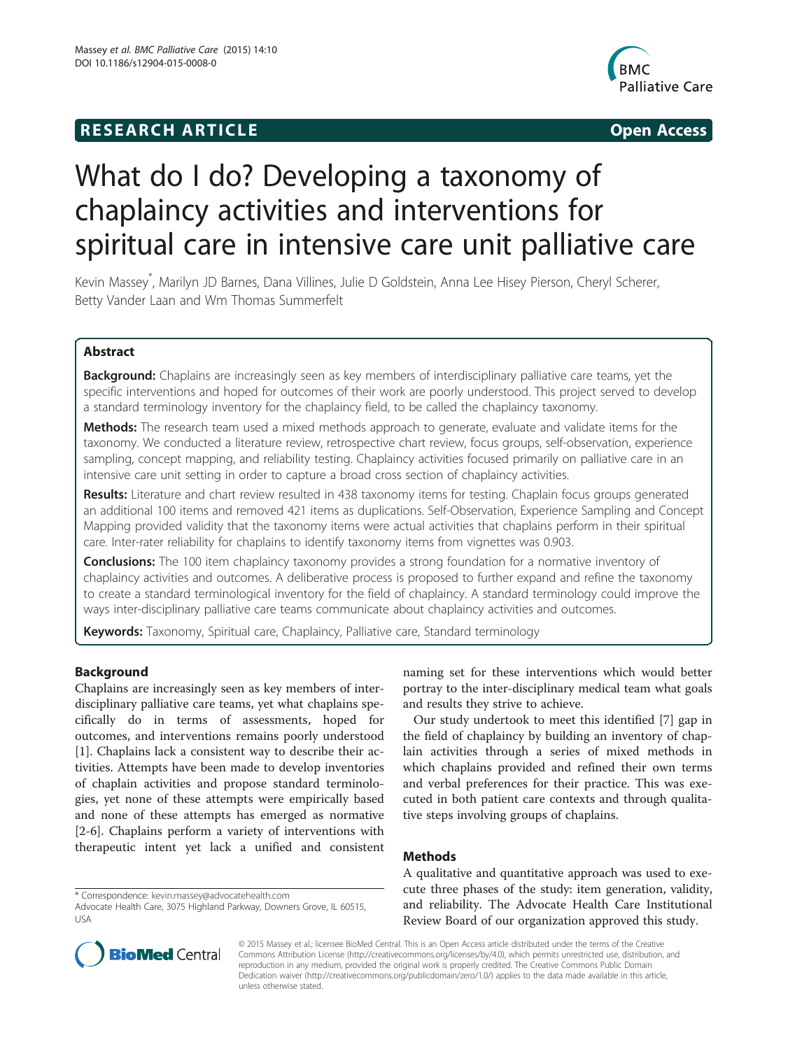**RESEARCH ARTICLE** **Open Access**

# What do I do? Developing a taxonomy of chaplaincy activities and interventions for spiritual care in intensive care unit palliative care

Kevin Massey*, Marilyn JD Barnes, Dana Villines, Julie D Goldstein, Anna Lee Hisey Pierson, Cheryl Scherer, Betty Vander Laan and Wm Thomas Summerfelt

## Abstract

**Background:** Chaplains are increasingly seen as key members of interdisciplinary palliative care teams, yet the specific interventions and hoped for outcomes of their work are poorly understood. This project served to develop a standard terminology inventory for the chaplaincy field, to be called the chaplaincy taxonomy.

**Methods:** The research team used a mixed methods approach to generate, evaluate and validate items for the taxonomy. We conducted a literature review, retrospective chart review, focus groups, self-observation, experience sampling, concept mapping, and reliability testing. Chaplaincy activities focused primarily on palliative care in an intensive care unit setting in order to capture a broad cross section of chaplaincy activities.

**Results:** Literature and chart review resulted in 438 taxonomy items for testing. Chaplain focus groups generated an additional 100 items and removed 421 items as duplications. Self-Observation, Experience Sampling and Concept Mapping provided validity that the taxonomy items were actual activities that chaplains perform in their spiritual care. Inter-rater reliability for chaplains to identify taxonomy items from vignettes was 0.903.

**Conclusions:** The 100 item chaplaincy taxonomy provides a strong foundation for a normative inventory of chaplaincy activities and outcomes. A deliberative process is proposed to further expand and refine the taxonomy to create a standard terminological inventory for the field of chaplaincy. A standard terminology could improve the ways inter-disciplinary palliative care teams communicate about chaplaincy activities and outcomes.

**Keywords:** Taxonomy, Spiritual care, Chaplaincy, Palliative care, Standard terminology

## Background

Chaplains are increasingly seen as key members of interdisciplinary palliative care teams, yet what chaplains specifically do in terms of assessments, hoped for outcomes, and interventions remains poorly understood [1]. Chaplains lack a consistent way to describe their activities. Attempts have been made to develop inventories of chaplain activities and propose standard terminologies, yet none of these attempts were empirically based and none of these attempts has emerged as normative [2-6]. Chaplains perform a variety of interventions with therapeutic intent yet lack a unified and consistent naming set for these interventions which would better portray to the inter-disciplinary medical team what goals and results they strive to achieve.

Our study undertook to meet this identified [7] gap in the field of chaplaincy by building an inventory of chaplain activities through a series of mixed methods in which chaplains provided and refined their own terms and verbal preferences for their practice. This was executed in both patient care contexts and through qualitative steps involving groups of chaplains.

## Methods

A qualitative and quantitative approach was used to execute three phases of the study: item generation, validity, and reliability. The Advocate Health Care Institutional Review Board of our organization approved this study.

\* Correspondence: kevin.massey@advocatehealth.com
Advocate Health Care, 3075 Highland Parkway, Downers Grove, IL 60515, USA

© 2015 Massey et al.; licensee BioMed Central. This is an Open Access article distributed under the terms of the Creative Commons Attribution License (http://creativecommons.org/licenses/by/4.0), which permits unrestricted use, distribution, and reproduction in any medium, provided the original work is properly credited. The Creative Commons Public Domain Dedication waiver (http://creativecommons.org/publicdomain/zero/1.0/) applies to the data made available in this article, unless otherwise stated.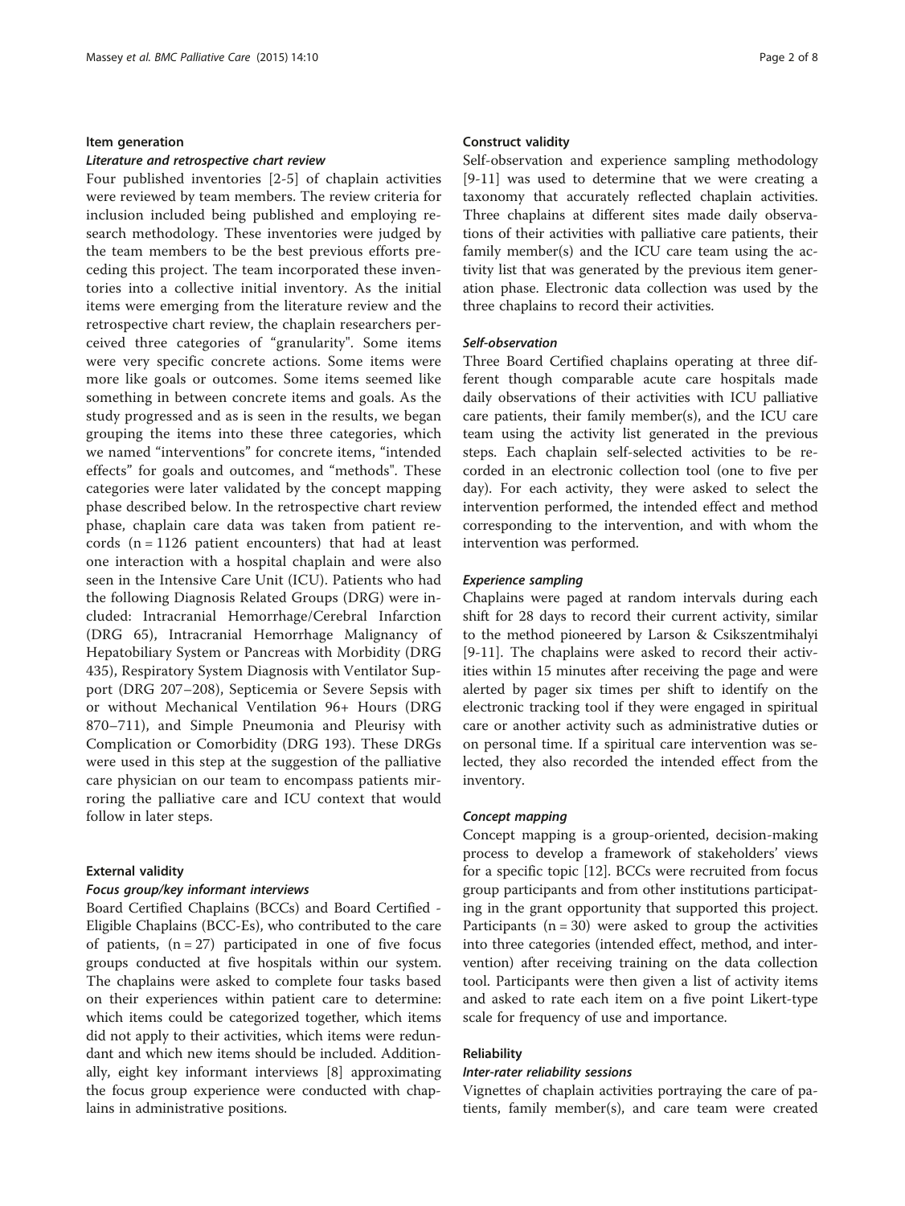### Item generation

#### *Literature and retrospective chart review*

Four published inventories [2-5] of chaplain activities were reviewed by team members. The review criteria for inclusion included being published and employing research methodology. These inventories were judged by the team members to be the best previous efforts preceding this project. The team incorporated these inventories into a collective initial inventory. As the initial items were emerging from the literature review and the retrospective chart review, the chaplain researchers perceived three categories of "granularity". Some items were very specific concrete actions. Some items were more like goals or outcomes. Some items seemed like something in between concrete items and goals. As the study progressed and as is seen in the results, we began grouping the items into these three categories, which we named "interventions" for concrete items, "intended effects" for goals and outcomes, and "methods". These categories were later validated by the concept mapping phase described below. In the retrospective chart review phase, chaplain care data was taken from patient records (n = 1126 patient encounters) that had at least one interaction with a hospital chaplain and were also seen in the Intensive Care Unit (ICU). Patients who had the following Diagnosis Related Groups (DRG) were included: Intracranial Hemorrhage/Cerebral Infarction (DRG 65), Intracranial Hemorrhage Malignancy of Hepatobiliary System or Pancreas with Morbidity (DRG 435), Respiratory System Diagnosis with Ventilator Support (DRG 207–208), Septicemia or Severe Sepsis with or without Mechanical Ventilation 96+ Hours (DRG 870–711), and Simple Pneumonia and Pleurisy with Complication or Comorbidity (DRG 193). These DRGs were used in this step at the suggestion of the palliative care physician on our team to encompass patients mirroring the palliative care and ICU context that would follow in later steps.

### External validity

#### *Focus group/key informant interviews*

Board Certified Chaplains (BCCs) and Board Certified - Eligible Chaplains (BCC-Es), who contributed to the care of patients, (n = 27) participated in one of five focus groups conducted at five hospitals within our system. The chaplains were asked to complete four tasks based on their experiences within patient care to determine: which items could be categorized together, which items did not apply to their activities, which items were redundant and which new items should be included. Additionally, eight key informant interviews [8] approximating the focus group experience were conducted with chaplains in administrative positions.

### Construct validity

Self-observation and experience sampling methodology [9-11] was used to determine that we were creating a taxonomy that accurately reflected chaplain activities. Three chaplains at different sites made daily observations of their activities with palliative care patients, their family member(s) and the ICU care team using the activity list that was generated by the previous item generation phase. Electronic data collection was used by the three chaplains to record their activities.

#### *Self-observation*

Three Board Certified chaplains operating at three different though comparable acute care hospitals made daily observations of their activities with ICU palliative care patients, their family member(s), and the ICU care team using the activity list generated in the previous steps. Each chaplain self-selected activities to be recorded in an electronic collection tool (one to five per day). For each activity, they were asked to select the intervention performed, the intended effect and method corresponding to the intervention, and with whom the intervention was performed.

#### *Experience sampling*

Chaplains were paged at random intervals during each shift for 28 days to record their current activity, similar to the method pioneered by Larson & Csikszentmihalyi [9-11]. The chaplains were asked to record their activities within 15 minutes after receiving the page and were alerted by pager six times per shift to identify on the electronic tracking tool if they were engaged in spiritual care or another activity such as administrative duties or on personal time. If a spiritual care intervention was selected, they also recorded the intended effect from the inventory.

#### *Concept mapping*

Concept mapping is a group-oriented, decision-making process to develop a framework of stakeholders' views for a specific topic [12]. BCCs were recruited from focus group participants and from other institutions participating in the grant opportunity that supported this project. Participants (n = 30) were asked to group the activities into three categories (intended effect, method, and intervention) after receiving training on the data collection tool. Participants were then given a list of activity items and asked to rate each item on a five point Likert-type scale for frequency of use and importance.

### Reliability

#### *Inter-rater reliability sessions*

Vignettes of chaplain activities portraying the care of patients, family member(s), and care team were created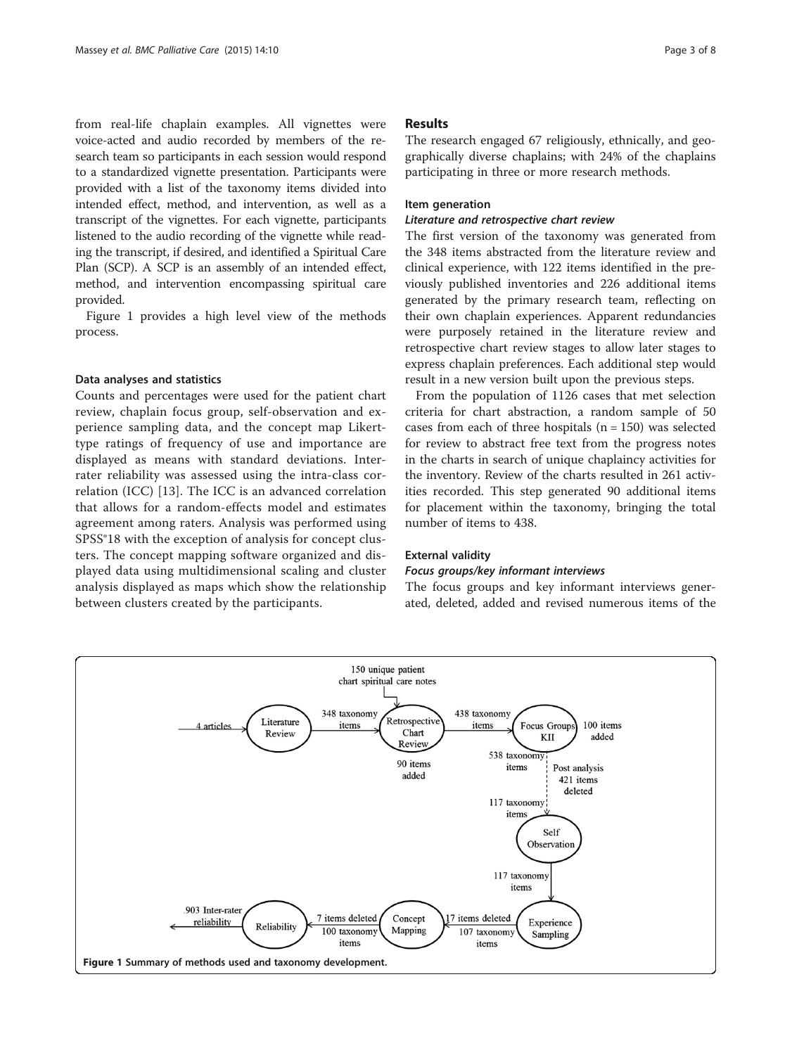from real-life chaplain examples. All vignettes were voice-acted and audio recorded by members of the research team so participants in each session would respond to a standardized vignette presentation. Participants were provided with a list of the taxonomy items divided into intended effect, method, and intervention, as well as a transcript of the vignettes. For each vignette, participants listened to the audio recording of the vignette while reading the transcript, if desired, and identified a Spiritual Care Plan (SCP). A SCP is an assembly of an intended effect, method, and intervention encompassing spiritual care provided.

Figure 1 provides a high level view of the methods process.

### Data analyses and statistics

Counts and percentages were used for the patient chart review, chaplain focus group, self-observation and experience sampling data, and the concept map Likert-type ratings of frequency of use and importance are displayed as means with standard deviations. Inter-rater reliability was assessed using the intra-class correlation (ICC) [13]. The ICC is an advanced correlation that allows for a random-effects model and estimates agreement among raters. Analysis was performed using SPSS®18 with the exception of analysis for concept clusters. The concept mapping software organized and displayed data using multidimensional scaling and cluster analysis displayed as maps which show the relationship between clusters created by the participants.

## Results

The research engaged 67 religiously, ethnically, and geographically diverse chaplains; with 24% of the chaplains participating in three or more research methods.

### Item generation

#### *Literature and retrospective chart review*

The first version of the taxonomy was generated from the 348 items abstracted from the literature review and clinical experience, with 122 items identified in the previously published inventories and 226 additional items generated by the primary research team, reflecting on their own chaplain experiences. Apparent redundancies were purposely retained in the literature review and retrospective chart review stages to allow later stages to express chaplain preferences. Each additional step would result in a new version built upon the previous steps.

From the population of 1126 cases that met selection criteria for chart abstraction, a random sample of 50 cases from each of three hospitals (n = 150) was selected for review to abstract free text from the progress notes in the charts in search of unique chaplaincy activities for the inventory. Review of the charts resulted in 261 activities recorded. This step generated 90 additional items for placement within the taxonomy, bringing the total number of items to 438.

### External validity

#### *Focus groups/key informant interviews*

The focus groups and key informant interviews generated, deleted, added and revised numerous items of the

**Figure 1** Summary of methods used and taxonomy development.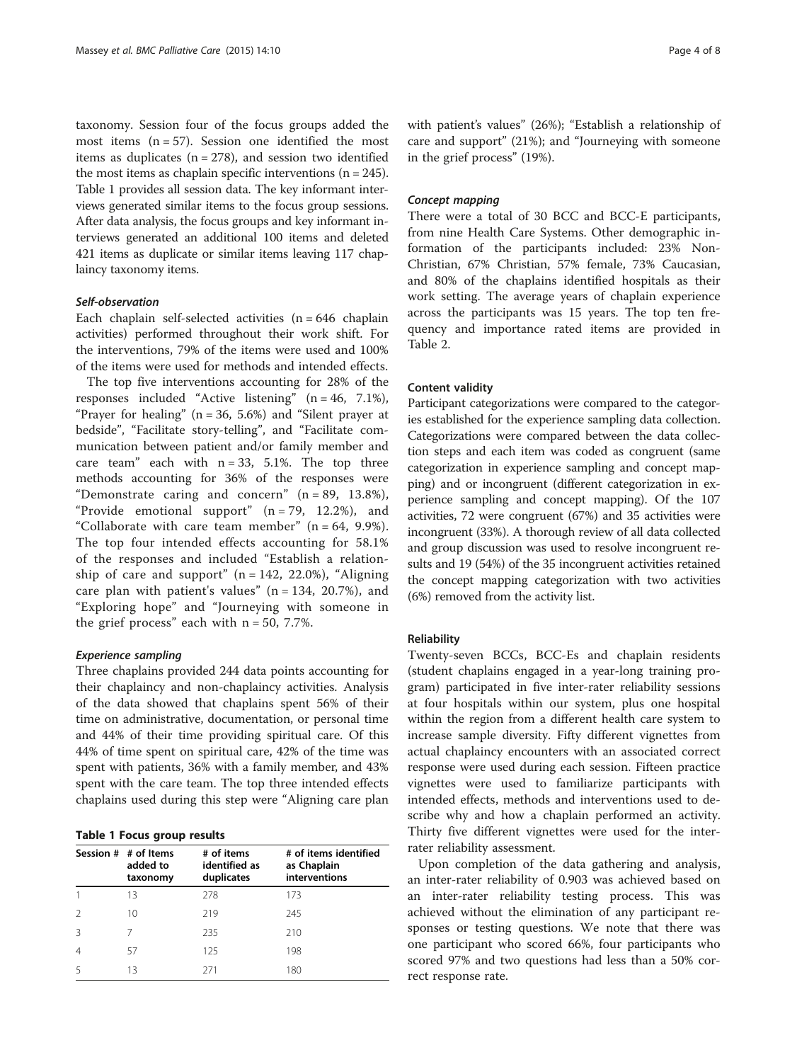taxonomy. Session four of the focus groups added the most items (n = 57). Session one identified the most items as duplicates (n = 278), and session two identified the most items as chaplain specific interventions (n = 245). Table 1 provides all session data. The key informant interviews generated similar items to the focus group sessions. After data analysis, the focus groups and key informant interviews generated an additional 100 items and deleted 421 items as duplicate or similar items leaving 117 chaplaincy taxonomy items.

#### *Self-observation*

Each chaplain self-selected activities (n = 646 chaplain activities) performed throughout their work shift. For the interventions, 79% of the items were used and 100% of the items were used for methods and intended effects.

The top five interventions accounting for 28% of the responses included "Active listening" (n = 46, 7.1%), "Prayer for healing" (n = 36, 5.6%) and "Silent prayer at bedside", "Facilitate story-telling", and "Facilitate communication between patient and/or family member and care team" each with n = 33, 5.1%. The top three methods accounting for 36% of the responses were "Demonstrate caring and concern" (n = 89, 13.8%), "Provide emotional support" (n = 79, 12.2%), and "Collaborate with care team member" (n = 64, 9.9%). The top four intended effects accounting for 58.1% of the responses and included "Establish a relationship of care and support" (n = 142, 22.0%), "Aligning care plan with patient's values" (n = 134, 20.7%), and "Exploring hope" and "Journeying with someone in the grief process" each with n = 50, 7.7%.

#### *Experience sampling*

Three chaplains provided 244 data points accounting for their chaplaincy and non-chaplaincy activities. Analysis of the data showed that chaplains spent 56% of their time on administrative, documentation, or personal time and 44% of their time providing spiritual care. Of this 44% of time spent on spiritual care, 42% of the time was spent with patients, 36% with a family member, and 43% spent with the care team. The top three intended effects chaplains used during this step were "Aligning care plan with patient's values" (26%); "Establish a relationship of care and support" (21%); and "Journeying with someone in the grief process" (19%).

**Table 1 Focus group results**

| Session # | # of Items added to taxonomy | # of items identified as duplicates | # of items identified as Chaplain interventions |
|---|---|---|---|
| 1 | 13 | 278 | 173 |
| 2 | 10 | 219 | 245 |
| 3 | 7 | 235 | 210 |
| 4 | 57 | 125 | 198 |
| 5 | 13 | 271 | 180 |

#### *Concept mapping*

There were a total of 30 BCC and BCC-E participants, from nine Health Care Systems. Other demographic information of the participants included: 23% Non-Christian, 67% Christian, 57% female, 73% Caucasian, and 80% of the chaplains identified hospitals as their work setting. The average years of chaplain experience across the participants was 15 years. The top ten frequency and importance rated items are provided in Table 2.

### Content validity

Participant categorizations were compared to the categories established for the experience sampling data collection. Categorizations were compared between the data collection steps and each item was coded as congruent (same categorization in experience sampling and concept mapping) and or incongruent (different categorization in experience sampling and concept mapping). Of the 107 activities, 72 were congruent (67%) and 35 activities were incongruent (33%). A thorough review of all data collected and group discussion was used to resolve incongruent results and 19 (54%) of the 35 incongruent activities retained the concept mapping categorization with two activities (6%) removed from the activity list.

### Reliability

Twenty-seven BCCs, BCC-Es and chaplain residents (student chaplains engaged in a year-long training program) participated in five inter-rater reliability sessions at four hospitals within our system, plus one hospital within the region from a different health care system to increase sample diversity. Fifty different vignettes from actual chaplaincy encounters with an associated correct response were used during each session. Fifteen practice vignettes were used to familiarize participants with intended effects, methods and interventions used to describe why and how a chaplain performed an activity. Thirty five different vignettes were used for the inter-rater reliability assessment.

Upon completion of the data gathering and analysis, an inter-rater reliability of 0.903 was achieved based on an inter-rater reliability testing process. This was achieved without the elimination of any participant responses or testing questions. We note that there was one participant who scored 66%, four participants who scored 97% and two questions had less than a 50% correct response rate.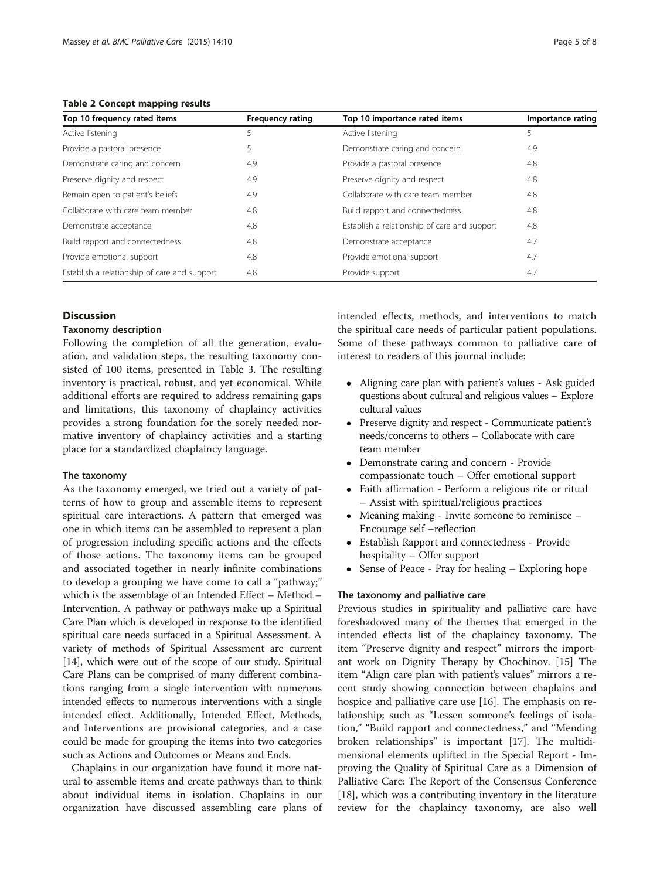**Table 2 Concept mapping results**

| Top 10 frequency rated items | Frequency rating | Top 10 importance rated items | Importance rating |
|---|---|---|---|
| Active listening | 5 | Active listening | 5 |
| Provide a pastoral presence | 5 | Demonstrate caring and concern | 4.9 |
| Demonstrate caring and concern | 4.9 | Provide a pastoral presence | 4.8 |
| Preserve dignity and respect | 4.9 | Preserve dignity and respect | 4.8 |
| Remain open to patient's beliefs | 4.9 | Collaborate with care team member | 4.8 |
| Collaborate with care team member | 4.8 | Build rapport and connectedness | 4.8 |
| Demonstrate acceptance | 4.8 | Establish a relationship of care and support | 4.8 |
| Build rapport and connectedness | 4.8 | Demonstrate acceptance | 4.7 |
| Provide emotional support | 4.8 | Provide emotional support | 4.7 |
| Establish a relationship of care and support | 4.8 | Provide support | 4.7 |

## Discussion

### Taxonomy description

Following the completion of all the generation, evaluation, and validation steps, the resulting taxonomy consisted of 100 items, presented in Table 3. The resulting inventory is practical, robust, and yet economical. While additional efforts are required to address remaining gaps and limitations, this taxonomy of chaplaincy activities provides a strong foundation for the sorely needed normative inventory of chaplaincy activities and a starting place for a standardized chaplaincy language.

#### The taxonomy

As the taxonomy emerged, we tried out a variety of patterns of how to group and assemble items to represent spiritual care interactions. A pattern that emerged was one in which items can be assembled to represent a plan of progression including specific actions and the effects of those actions. The taxonomy items can be grouped and associated together in nearly infinite combinations to develop a grouping we have come to call a "pathway;" which is the assemblage of an Intended Effect – Method – Intervention. A pathway or pathways make up a Spiritual Care Plan which is developed in response to the identified spiritual care needs surfaced in a Spiritual Assessment. A variety of methods of Spiritual Assessment are current [14], which were out of the scope of our study. Spiritual Care Plans can be comprised of many different combinations ranging from a single intervention with numerous intended effects to numerous interventions with a single intended effect. Additionally, Intended Effect, Methods, and Interventions are provisional categories, and a case could be made for grouping the items into two categories such as Actions and Outcomes or Means and Ends.

Chaplains in our organization have found it more natural to assemble items and create pathways than to think about individual items in isolation. Chaplains in our organization have discussed assembling care plans of intended effects, methods, and interventions to match the spiritual care needs of particular patient populations. Some of these pathways common to palliative care of interest to readers of this journal include:

- Aligning care plan with patient's values - Ask guided questions about cultural and religious values – Explore cultural values
- Preserve dignity and respect - Communicate patient's needs/concerns to others – Collaborate with care team member
- Demonstrate caring and concern - Provide compassionate touch – Offer emotional support
- Faith affirmation - Perform a religious rite or ritual – Assist with spiritual/religious practices
- Meaning making - Invite someone to reminisce – Encourage self –reflection
- Establish Rapport and connectedness - Provide hospitality – Offer support
- Sense of Peace - Pray for healing – Exploring hope

#### The taxonomy and palliative care

Previous studies in spirituality and palliative care have foreshadowed many of the themes that emerged in the intended effects list of the chaplaincy taxonomy. The item "Preserve dignity and respect" mirrors the important work on Dignity Therapy by Chochinov. [15] The item "Align care plan with patient's values" mirrors a recent study showing connection between chaplains and hospice and palliative care use [16]. The emphasis on relationship; such as "Lessen someone's feelings of isolation," "Build rapport and connectedness," and "Mending broken relationships" is important [17]. The multidimensional elements uplifted in the Special Report - Improving the Quality of Spiritual Care as a Dimension of Palliative Care: The Report of the Consensus Conference [18], which was a contributing inventory in the literature review for the chaplaincy taxonomy, are also well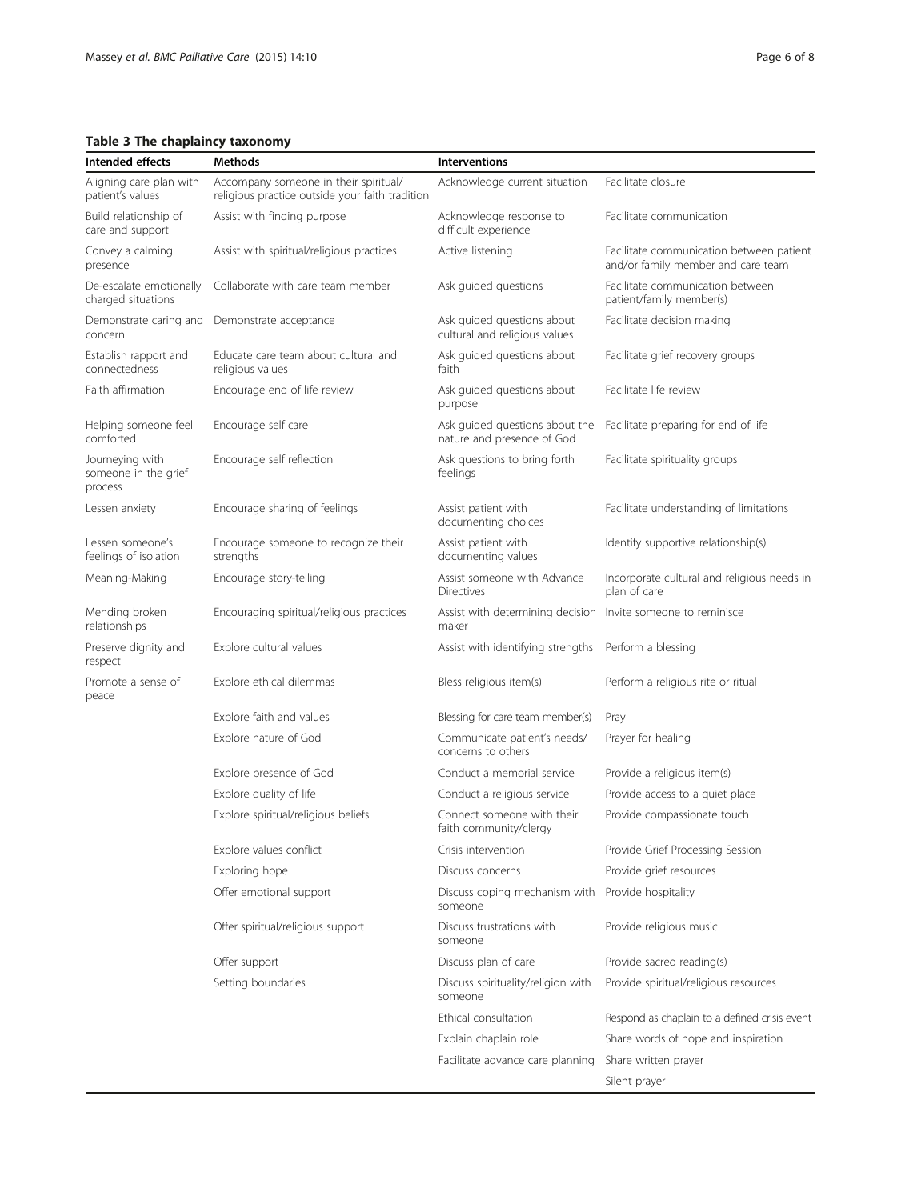**Table 3 The chaplaincy taxonomy**

| Intended effects | Methods | Interventions | |
|---|---|---|---|
| Aligning care plan with patient's values | Accompany someone in their spiritual/ religious practice outside your faith tradition | Acknowledge current situation | Facilitate closure |
| Build relationship of care and support | Assist with finding purpose | Acknowledge response to difficult experience | Facilitate communication |
| Convey a calming presence | Assist with spiritual/religious practices | Active listening | Facilitate communication between patient and/or family member and care team |
| De-escalate emotionally charged situations | Collaborate with care team member | Ask guided questions | Facilitate communication between patient/family member(s) |
| Demonstrate caring and concern | Demonstrate acceptance | Ask guided questions about cultural and religious values | Facilitate decision making |
| Establish rapport and connectedness | Educate care team about cultural and religious values | Ask guided questions about faith | Facilitate grief recovery groups |
| Faith affirmation | Encourage end of life review | Ask guided questions about purpose | Facilitate life review |
| Helping someone feel comforted | Encourage self care | Ask guided questions about the nature and presence of God | Facilitate preparing for end of life |
| Journeying with someone in the grief process | Encourage self reflection | Ask questions to bring forth feelings | Facilitate spirituality groups |
| Lessen anxiety | Encourage sharing of feelings | Assist patient with documenting choices | Facilitate understanding of limitations |
| Lessen someone's feelings of isolation | Encourage someone to recognize their strengths | Assist patient with documenting values | Identify supportive relationship(s) |
| Meaning-Making | Encourage story-telling | Assist someone with Advance Directives | Incorporate cultural and religious needs in plan of care |
| Mending broken relationships | Encouraging spiritual/religious practices | Assist with determining decision maker | Invite someone to reminisce |
| Preserve dignity and respect | Explore cultural values | Assist with identifying strengths | Perform a blessing |
| Promote a sense of peace | Explore ethical dilemmas | Bless religious item(s) | Perform a religious rite or ritual |
| | Explore faith and values | Blessing for care team member(s) | Pray |
| | Explore nature of God | Communicate patient's needs/ concerns to others | Prayer for healing |
| | Explore presence of God | Conduct a memorial service | Provide a religious item(s) |
| | Explore quality of life | Conduct a religious service | Provide access to a quiet place |
| | Explore spiritual/religious beliefs | Connect someone with their faith community/clergy | Provide compassionate touch |
| | Explore values conflict | Crisis intervention | Provide Grief Processing Session |
| | Exploring hope | Discuss concerns | Provide grief resources |
| | Offer emotional support | Discuss coping mechanism with someone | Provide hospitality |
| | Offer spiritual/religious support | Discuss frustrations with someone | Provide religious music |
| | Offer support | Discuss plan of care | Provide sacred reading(s) |
| | Setting boundaries | Discuss spirituality/religion with someone | Provide spiritual/religious resources |
| | | Ethical consultation | Respond as chaplain to a defined crisis event |
| | | Explain chaplain role | Share words of hope and inspiration |
| | | Facilitate advance care planning | Share written prayer |
| | | | Silent prayer |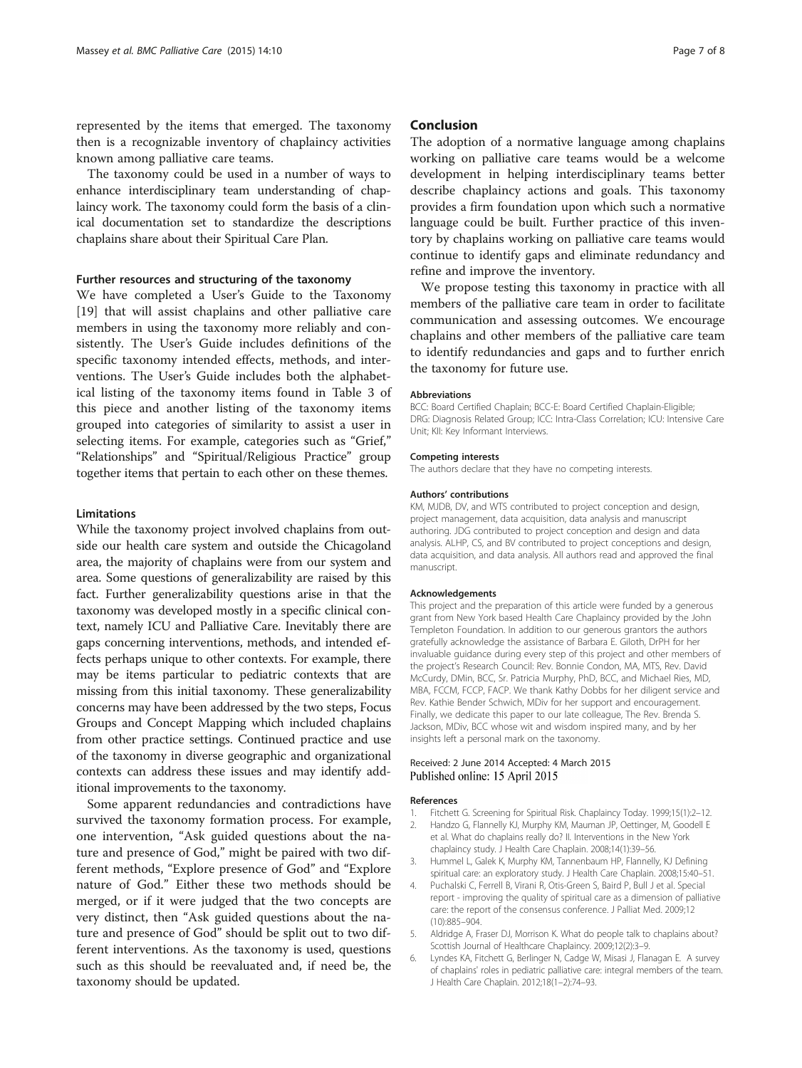represented by the items that emerged. The taxonomy then is a recognizable inventory of chaplaincy activities known among palliative care teams.

The taxonomy could be used in a number of ways to enhance interdisciplinary team understanding of chaplaincy work. The taxonomy could form the basis of a clinical documentation set to standardize the descriptions chaplains share about their Spiritual Care Plan.

#### Further resources and structuring of the taxonomy

We have completed a User's Guide to the Taxonomy [19] that will assist chaplains and other palliative care members in using the taxonomy more reliably and consistently. The User's Guide includes definitions of the specific taxonomy intended effects, methods, and interventions. The User's Guide includes both the alphabetical listing of the taxonomy items found in Table 3 of this piece and another listing of the taxonomy items grouped into categories of similarity to assist a user in selecting items. For example, categories such as "Grief," "Relationships" and "Spiritual/Religious Practice" group together items that pertain to each other on these themes.

#### Limitations

While the taxonomy project involved chaplains from outside our health care system and outside the Chicagoland area, the majority of chaplains were from our system and area. Some questions of generalizability are raised by this fact. Further generalizability questions arise in that the taxonomy was developed mostly in a specific clinical context, namely ICU and Palliative Care. Inevitably there are gaps concerning interventions, methods, and intended effects perhaps unique to other contexts. For example, there may be items particular to pediatric contexts that are missing from this initial taxonomy. These generalizability concerns may have been addressed by the two steps, Focus Groups and Concept Mapping which included chaplains from other practice settings. Continued practice and use of the taxonomy in diverse geographic and organizational contexts can address these issues and may identify additional improvements to the taxonomy.

Some apparent redundancies and contradictions have survived the taxonomy formation process. For example, one intervention, "Ask guided questions about the nature and presence of God," might be paired with two different methods, "Explore presence of God" and "Explore nature of God." Either these two methods should be merged, or if it were judged that the two concepts are very distinct, then "Ask guided questions about the nature and presence of God" should be split out to two different interventions. As the taxonomy is used, questions such as this should be reevaluated and, if need be, the taxonomy should be updated.

## Conclusion

The adoption of a normative language among chaplains working on palliative care teams would be a welcome development in helping interdisciplinary teams better describe chaplaincy actions and goals. This taxonomy provides a firm foundation upon which such a normative language could be built. Further practice of this inventory by chaplains working on palliative care teams would continue to identify gaps and eliminate redundancy and refine and improve the inventory.

We propose testing this taxonomy in practice with all members of the palliative care team in order to facilitate communication and assessing outcomes. We encourage chaplains and other members of the palliative care team to identify redundancies and gaps and to further enrich the taxonomy for future use.

#### Abbreviations

BCC: Board Certified Chaplain; BCC-E: Board Certified Chaplain-Eligible; DRG: Diagnosis Related Group; ICC: Intra-Class Correlation; ICU: Intensive Care Unit; KII: Key Informant Interviews.

#### Competing interests

The authors declare that they have no competing interests.

#### Authors' contributions

KM, MJDB, DV, and WTS contributed to project conception and design, project management, data acquisition, data analysis and manuscript authoring. JDG contributed to project conception and design and data analysis. ALHP, CS, and BV contributed to project conceptions and design, data acquisition, and data analysis. All authors read and approved the final manuscript.

#### Acknowledgements

This project and the preparation of this article were funded by a generous grant from New York based Health Care Chaplaincy provided by the John Templeton Foundation. In addition to our generous grantors the authors gratefully acknowledge the assistance of Barbara E. Giloth, DrPH for her invaluable guidance during every step of this project and other members of the project's Research Council: Rev. Bonnie Condon, MA, MTS, Rev. David McCurdy, DMin, BCC, Sr. Patricia Murphy, PhD, BCC, and Michael Ries, MD, MBA, FCCM, FCCP, FACP. We thank Kathy Dobbs for her diligent service and Rev. Kathie Bender Schwich, MDiv for her support and encouragement. Finally, we dedicate this paper to our late colleague, The Rev. Brenda S. Jackson, MDiv, BCC whose wit and wisdom inspired many, and by her insights left a personal mark on the taxonomy.

Received: 2 June 2014 Accepted: 4 March 2015
Published online: 15 April 2015

#### References

1. Fitchett G. Screening for Spiritual Risk. Chaplaincy Today. 1999;15(1):2–12.
2. Handzo G, Flannelly KJ, Murphy KM, Mauman JP, Oettinger, M, Goodell E et al. What do chaplains really do? II. Interventions in the New York chaplaincy study. J Health Care Chaplain. 2008;14(1):39–56.
3. Hummel L, Galek K, Murphy KM, Tannenbaum HP, Flannelly, KJ Defining spiritual care: an exploratory study. J Health Care Chaplain. 2008;15:40–51.
4. Puchalski C, Ferrell B, Virani R, Otis-Green S, Baird P, Bull J et al. Special report - improving the quality of spiritual care as a dimension of palliative care: the report of the consensus conference. J Palliat Med. 2009;12 (10):885–904.
5. Aldridge A, Fraser DJ, Morrison K. What do people talk to chaplains about? Scottish Journal of Healthcare Chaplaincy. 2009;12(2):3–9.
6. Lyndes KA, Fitchett G, Berlinger N, Cadge W, Misasi J, Flanagan E. A survey of chaplains' roles in pediatric palliative care: integral members of the team. J Health Care Chaplain. 2012;18(1–2):74–93.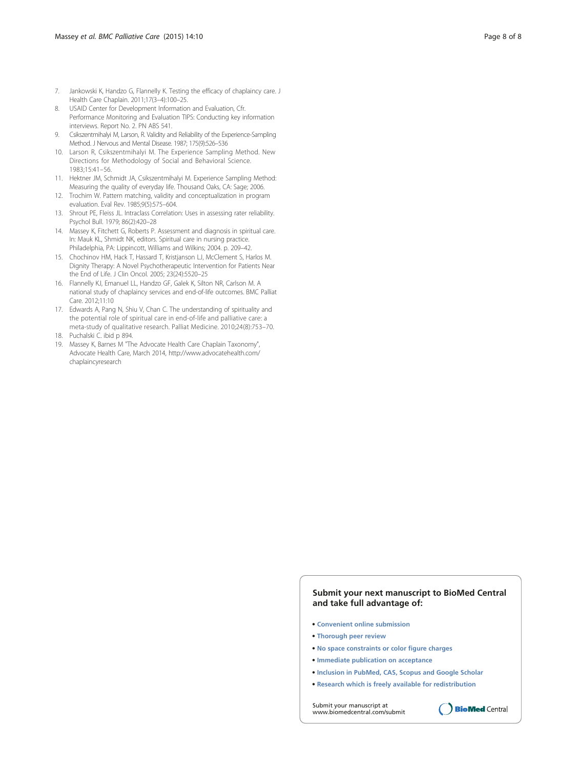7. Jankowski K, Handzo G, Flannelly K. Testing the efficacy of chaplaincy care. J Health Care Chaplain. 2011;17(3–4):100–25.
8. USAID Center for Development Information and Evaluation, Cfr. Performance Monitoring and Evaluation TIPS: Conducting key information interviews. Report No. 2. PN ABS 541.
9. Csikszentmihalyi M, Larson, R. Validity and Reliability of the Experience-Sampling Method. J Nervous and Mental Disease. 1987; 175(9):526–536
10. Larson R, Csikszentmihalyi M. The Experience Sampling Method. New Directions for Methodology of Social and Behavioral Science. 1983;15:41–56.
11. Hektner JM, Schmidt JA, Csikszentmihalyi M. Experience Sampling Method: Measuring the quality of everyday life. Thousand Oaks, CA: Sage; 2006.
12. Trochim W. Pattern matching, validity and conceptualization in program evaluation. Eval Rev. 1985;9(5):575–604.
13. Shrout PE, Fleiss JL. Intraclass Correlation: Uses in assessing rater reliability. Psychol Bull. 1979; 86(2):420–28
14. Massey K, Fitchett G, Roberts P. Assessment and diagnosis in spiritual care. In: Mauk KL, Shmidt NK, editors. Spiritual care in nursing practice. Philadelphia, PA: Lippincott, Williams and Wilkins; 2004. p. 209–42.
15. Chochinov HM, Hack T, Hassard T, Kristjanson LJ, McClement S, Harlos M. Dignity Therapy: A Novel Psychotherapeutic Intervention for Patients Near the End of Life. J Clin Oncol. 2005; 23(24):5520–25
16. Flannelly KJ, Emanuel LL, Handzo GF, Galek K, Silton NR, Carlson M. A national study of chaplaincy services and end-of-life outcomes. BMC Palliat Care. 2012;11:10
17. Edwards A, Pang N, Shiu V, Chan C. The understanding of spirituality and the potential role of spiritual care in end-of-life and palliative care: a meta-study of qualitative research. Palliat Medicine. 2010;24(8):753–70.
18. Puchalski C. ibid p 894.
19. Massey K, Barnes M "The Advocate Health Care Chaplain Taxonomy", Advocate Health Care, March 2014, http://www.advocatehealth.com/chaplaincyresearch

**Submit your next manuscript to BioMed Central and take full advantage of:**

- **Convenient online submission**
- **Thorough peer review**
- **No space constraints or color figure charges**
- **Immediate publication on acceptance**
- **Inclusion in PubMed, CAS, Scopus and Google Scholar**
- **Research which is freely available for redistribution**

Submit your manuscript at
www.biomedcentral.com/submit

BioMed Central